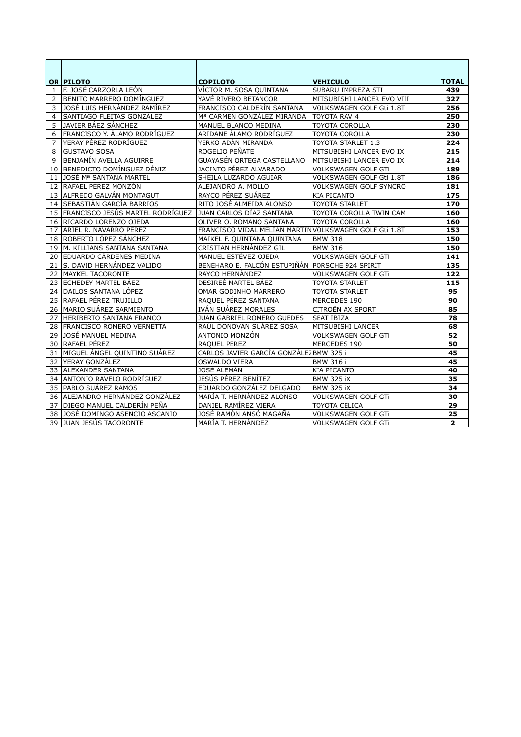| OR | PILOTO | COPILOTO | VEHICULO | TOTAL |
|---|---|---|---|---|
| 1 | F. JOSÉ CARZORLA LEÓN | VÍCTOR M. SOSA QUINTANA | SUBARU IMPREZA STI | **439** |
| 2 | BENITO MARRERO DOMÍNGUEZ | YAVÉ RIVERO BETANCOR | MITSUBISHI LANCER EVO VIII | **327** |
| 3 | JOSÉ LUIS HERNÁNDEZ RAMÍREZ | FRANCISCO CALDERÍN SANTANA | VOLKSWAGEN GOLF Gti 1.8T | **256** |
| 4 | SANTIAGO FLEITAS GONZÁLEZ | Mª CARMEN GONZÁLEZ MIRANDA | TOYOTA RAV 4 | **250** |
| 5 | JAVIER BÁEZ SÁNCHEZ | MANUEL BLANCO MEDINA | TOYOTA COROLLA | **230** |
| 6 | FRANCISCO Y. ÁLAMO RODRÍGUEZ | ARIDANE ÁLAMO RODRÍGUEZ | TOYOTA COROLLA | **230** |
| 7 | YERAY PÉREZ RODRÍGUEZ | YERKO ADÁN MIRANDA | TOYOTA STARLET 1.3 | **224** |
| 8 | GUSTAVO SOSA | ROGELIO PEÑATE | MITSUBISHI LANCER EVO IX | **215** |
| 9 | BENJAMÍN AVELLA AGUIRRE | GUAYASÉN ORTEGA CASTELLANO | MITSUBISHI LANCER EVO IX | **214** |
| 10 | BENEDICTO DOMÍNGUEZ DÉNIZ | JACINTO PÉREZ ALVARADO | VOLKSWAGEN GOLF GTi | **189** |
| 11 | JOSÉ Mª SANTANA MARTEL | SHEILA LUZARDO AGUIAR | VOLKSWAGEN GOLF Gti 1.8T | **186** |
| 12 | RAFAEL PÉREZ MONZÓN | ALEJANDRO A. MOLLO | VOLKSWAGEN GOLF SYNCRO | **181** |
| 13 | ALFREDO GALVÁN MONTAGUT | RAYCO PÉREZ SUÁREZ | KIA PICANTO | **175** |
| 14 | SEBASTIÁN GARCÍA BARRIOS | RITO JOSÉ ALMEIDA ALONSO | TOYOTA STARLET | **170** |
| 15 | FRANCISCO JESÚS MARTEL RODRÍGUEZ | JUAN CARLOS DÍAZ SANTANA | TOYOTA COROLLA TWIN CAM | **160** |
| 16 | RICARDO LORENZO OJEDA | OLIVER O. ROMANO SANTANA | TOYOTA COROLLA | **160** |
| 17 | ARIEL R. NAVARRO PÉREZ | FRANCISCO VIDAL MELIÁN MARTÍN | VOLKSWAGEN GOLF Gti 1.8T | **153** |
| 18 | ROBERTO LÓPEZ SÁNCHEZ | MAIKEL F. QUINTANA QUINTANA | BMW 318 | **150** |
| 19 | M. KILLIANS SANTANA SANTANA | CRISTIAN HERNÁNDEZ GIL | BMW 316 | **150** |
| 20 | EDUARDO CÁRDENES MEDINA | MANUEL ESTÉVEZ OJEDA | VOLKSWAGEN GOLF GTi | **141** |
| 21 | S. DAVID HERNÁNDEZ VALIDO | BENEHARO E. FALCÓN ESTUPIÑÁN | PORSCHE 924 SPIRIT | **135** |
| 22 | MAYKEL TACORONTE | RAYCO HERNÁNDEZ | VOLKSWAGEN GOLF GTi | **122** |
| 23 | ECHEDEY MARTEL BÁEZ | DESIREÉ MARTEL BÁEZ | TOYOTA STARLET | **115** |
| 24 | DAILOS SANTANA LÓPEZ | OMAR GODINHO MARRERO | TOYOTA STARLET | **95** |
| 25 | RAFAEL PÉREZ TRUJILLO | RAQUEL PÉREZ SANTANA | MERCEDES 190 | **90** |
| 26 | MARIO SUÁREZ SARMIENTO | IVÁN SUÁREZ MORALES | CITROËN AX SPORT | **85** |
| 27 | HERIBERTO SANTANA FRANCO | JUAN GABRIEL ROMERO GUEDES | SEAT IBIZA | **78** |
| 28 | FRANCISCO ROMERO VERNETTA | RAÚL DONOVAN SUÁREZ SOSA | MITSUBISHI LANCER | **68** |
| 29 | JOSÉ MANUEL MEDINA | ANTONIO MONZÓN | VOLKSWAGEN GOLF GTi | **52** |
| 30 | RAFAEL PÉREZ | RAQUEL PÉREZ | MERCEDES 190 | **50** |
| 31 | MIGUEL ÁNGEL QUINTINO SUÁREZ | CARLOS JAVIER GARCÍA GONZÁLEZ | BMW 325 i | **45** |
| 32 | YERAY GONZÁLEZ | OSWALDO VIERA | BMW 316 i | **45** |
| 33 | ALEXANDER SANTANA | JOSÉ ALEMÁN | KIA PICANTO | **40** |
| 34 | ANTONIO RAVELO RODRÍGUEZ | JESÚS PÉREZ BENÍTEZ | BMW 325 iX | **35** |
| 35 | PABLO SUÁREZ RAMOS | EDUARDO GONZÁLEZ DELGADO | BMW 325 iX | **34** |
| 36 | ALEJANDRO HERNÁNDEZ GONZÁLEZ | MARÍA T. HERNÁNDEZ ALONSO | VOLKSWAGEN GOLF GTi | **30** |
| 37 | DIEGO MANUEL CALDERÍN PEÑA | DANIEL RAMÍREZ VIERA | TOYOTA CELICA | **29** |
| 38 | JOSÉ DOMINGO ASENCIO ASCANIO | JOSÉ RAMÓN ANSÓ MAGAÑA | VOLKSWAGEN GOLF GTi | **25** |
| 39 | JUAN JESÚS TACORONTE | MARÍA T. HERNÁNDEZ | VOLKSWAGEN GOLF GTi | **2** |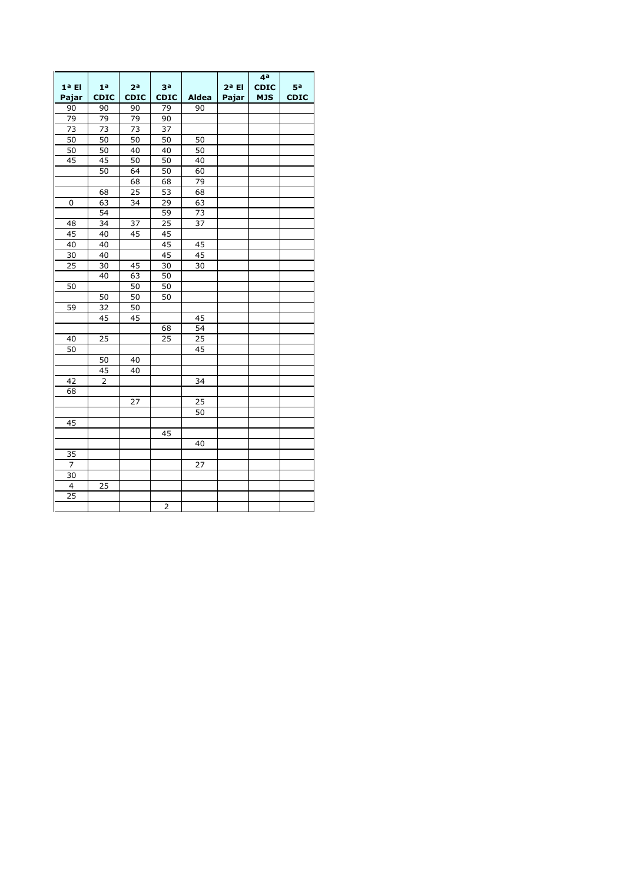| 1ª El Pajar | 1ª CDIC | 2ª CDIC | 3ª CDIC | Aldea | 2ª El Pajar | 4ª CDIC MJS | 5ª CDIC |
|---|---|---|---|---|---|---|---|
| 90 | 90 | 90 | 79 | 90 | | | |
| 79 | 79 | 79 | 90 | | | | |
| 73 | 73 | 73 | 37 | | | | |
| 50 | 50 | 50 | 50 | 50 | | | |
| 50 | 50 | 40 | 40 | 50 | | | |
| 45 | 45 | 50 | 50 | 40 | | | |
| | 50 | 64 | 50 | 60 | | | |
| | | 68 | 68 | 79 | | | |
| | 68 | 25 | 53 | 68 | | | |
| 0 | 63 | 34 | 29 | 63 | | | |
| | 54 | | 59 | 73 | | | |
| 48 | 34 | 37 | 25 | 37 | | | |
| 45 | 40 | 45 | 45 | | | | |
| 40 | 40 | | 45 | 45 | | | |
| 30 | 40 | | 45 | 45 | | | |
| 25 | 30 | 45 | 30 | 30 | | | |
| | 40 | 63 | 50 | | | | |
| 50 | | 50 | 50 | | | | |
| | 50 | 50 | 50 | | | | |
| 59 | 32 | 50 | | | | | |
| | 45 | 45 | | 45 | | | |
| | | | 68 | 54 | | | |
| 40 | 25 | | 25 | 25 | | | |
| 50 | | | | 45 | | | |
| | 50 | 40 | | | | | |
| | 45 | 40 | | | | | |
| 42 | 2 | | | 34 | | | |
| 68 | | | | | | | |
| | | 27 | | 25 | | | |
| | | | | 50 | | | |
| 45 | | | | | | | |
| | | | 45 | | | | |
| | | | | 40 | | | |
| 35 | | | | | | | |
| 7 | | | | 27 | | | |
| 30 | | | | | | | |
| 4 | 25 | | | | | | |
| 25 | | | | | | | |
| | | | 2 | | | | |